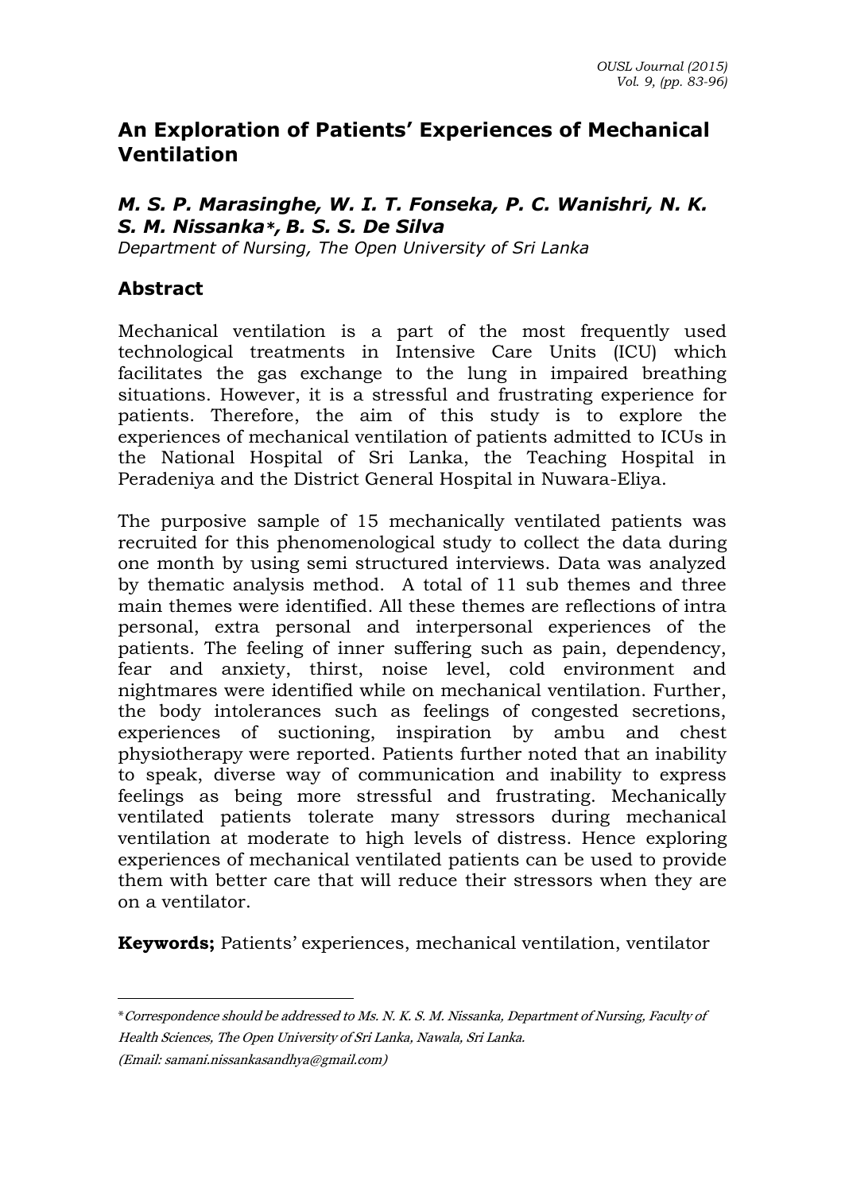# An Exploration of Patients' Experiences of Mechanical Ventilation

***M. S. P. Marasinghe, W. I. T. Fonseka, P. C. Wanishri, N. K. S. M. Nissanka\*, B. S. S. De Silva***

*Department of Nursing, The Open University of Sri Lanka*

## Abstract

Mechanical ventilation is a part of the most frequently used technological treatments in Intensive Care Units (ICU) which facilitates the gas exchange to the lung in impaired breathing situations. However, it is a stressful and frustrating experience for patients. Therefore, the aim of this study is to explore the experiences of mechanical ventilation of patients admitted to ICUs in the National Hospital of Sri Lanka, the Teaching Hospital in Peradeniya and the District General Hospital in Nuwara-Eliya.

The purposive sample of 15 mechanically ventilated patients was recruited for this phenomenological study to collect the data during one month by using semi structured interviews. Data was analyzed by thematic analysis method. A total of 11 sub themes and three main themes were identified. All these themes are reflections of intra personal, extra personal and interpersonal experiences of the patients. The feeling of inner suffering such as pain, dependency, fear and anxiety, thirst, noise level, cold environment and nightmares were identified while on mechanical ventilation. Further, the body intolerances such as feelings of congested secretions, experiences of suctioning, inspiration by ambu and chest physiotherapy were reported. Patients further noted that an inability to speak, diverse way of communication and inability to express feelings as being more stressful and frustrating. Mechanically ventilated patients tolerate many stressors during mechanical ventilation at moderate to high levels of distress. Hence exploring experiences of mechanical ventilated patients can be used to provide them with better care that will reduce their stressors when they are on a ventilator.

**Keywords;** Patients' experiences, mechanical ventilation, ventilator

---

*\*Correspondence should be addressed to Ms. N. K. S. M. Nissanka, Department of Nursing, Faculty of Health Sciences, The Open University of Sri Lanka, Nawala, Sri Lanka.*

*(Email: samani.nissankasandhya@gmail.com)*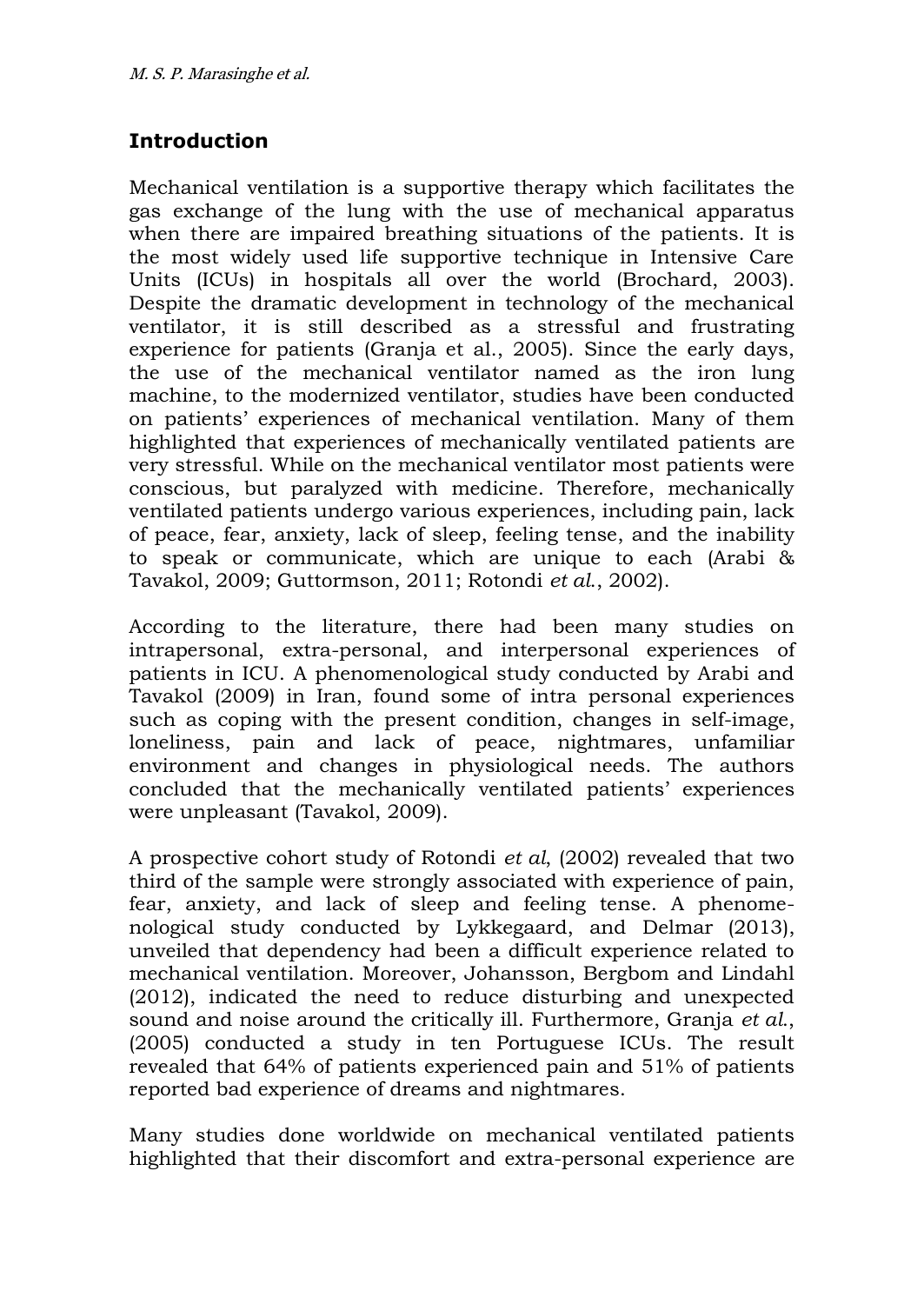## Introduction

Mechanical ventilation is a supportive therapy which facilitates the gas exchange of the lung with the use of mechanical apparatus when there are impaired breathing situations of the patients. It is the most widely used life supportive technique in Intensive Care Units (ICUs) in hospitals all over the world (Brochard, 2003). Despite the dramatic development in technology of the mechanical ventilator, it is still described as a stressful and frustrating experience for patients (Granja et al., 2005). Since the early days, the use of the mechanical ventilator named as the iron lung machine, to the modernized ventilator, studies have been conducted on patients' experiences of mechanical ventilation. Many of them highlighted that experiences of mechanically ventilated patients are very stressful. While on the mechanical ventilator most patients were conscious, but paralyzed with medicine. Therefore, mechanically ventilated patients undergo various experiences, including pain, lack of peace, fear, anxiety, lack of sleep, feeling tense, and the inability to speak or communicate, which are unique to each (Arabi & Tavakol, 2009; Guttormson, 2011; Rotondi *et al.*, 2002).

According to the literature, there had been many studies on intrapersonal, extra-personal, and interpersonal experiences of patients in ICU. A phenomenological study conducted by Arabi and Tavakol (2009) in Iran, found some of intra personal experiences such as coping with the present condition, changes in self-image, loneliness, pain and lack of peace, nightmares, unfamiliar environment and changes in physiological needs. The authors concluded that the mechanically ventilated patients' experiences were unpleasant (Tavakol, 2009).

A prospective cohort study of Rotondi *et al*, (2002) revealed that two third of the sample were strongly associated with experience of pain, fear, anxiety, and lack of sleep and feeling tense. A phenomenological study conducted by Lykkegaard, and Delmar (2013), unveiled that dependency had been a difficult experience related to mechanical ventilation. Moreover, Johansson, Bergbom and Lindahl (2012), indicated the need to reduce disturbing and unexpected sound and noise around the critically ill. Furthermore, Granja *et al.*, (2005) conducted a study in ten Portuguese ICUs. The result revealed that 64% of patients experienced pain and 51% of patients reported bad experience of dreams and nightmares.

Many studies done worldwide on mechanical ventilated patients highlighted that their discomfort and extra-personal experience are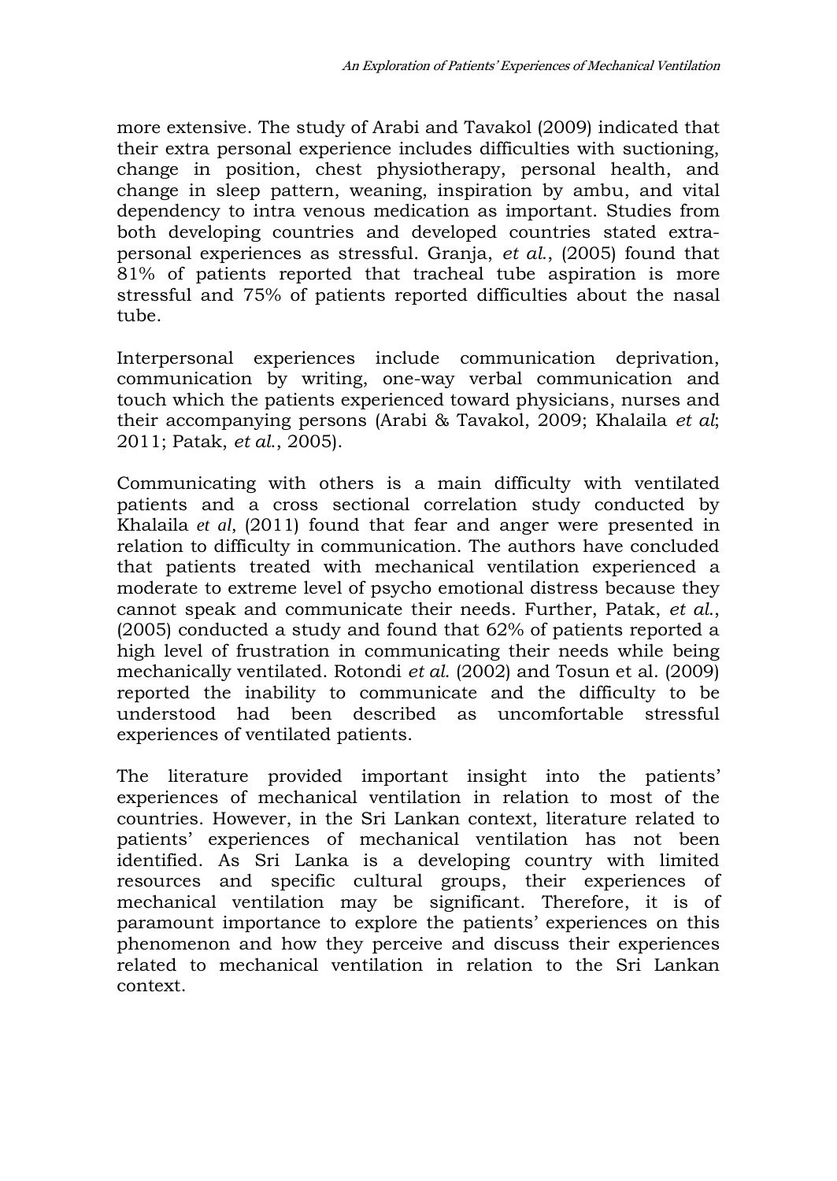more extensive. The study of Arabi and Tavakol (2009) indicated that their extra personal experience includes difficulties with suctioning, change in position, chest physiotherapy, personal health, and change in sleep pattern, weaning, inspiration by ambu, and vital dependency to intra venous medication as important. Studies from both developing countries and developed countries stated extra-personal experiences as stressful. Granja, *et al.*, (2005) found that 81% of patients reported that tracheal tube aspiration is more stressful and 75% of patients reported difficulties about the nasal tube.

Interpersonal experiences include communication deprivation, communication by writing, one-way verbal communication and touch which the patients experienced toward physicians, nurses and their accompanying persons (Arabi & Tavakol, 2009; Khalaila *et al*; 2011; Patak, *et al.*, 2005).

Communicating with others is a main difficulty with ventilated patients and a cross sectional correlation study conducted by Khalaila *et al*, (2011) found that fear and anger were presented in relation to difficulty in communication. The authors have concluded that patients treated with mechanical ventilation experienced a moderate to extreme level of psycho emotional distress because they cannot speak and communicate their needs. Further, Patak, *et al.*, (2005) conducted a study and found that 62% of patients reported a high level of frustration in communicating their needs while being mechanically ventilated. Rotondi *et al.* (2002) and Tosun et al. (2009) reported the inability to communicate and the difficulty to be understood had been described as uncomfortable stressful experiences of ventilated patients.

The literature provided important insight into the patients' experiences of mechanical ventilation in relation to most of the countries. However, in the Sri Lankan context, literature related to patients' experiences of mechanical ventilation has not been identified. As Sri Lanka is a developing country with limited resources and specific cultural groups, their experiences of mechanical ventilation may be significant. Therefore, it is of paramount importance to explore the patients' experiences on this phenomenon and how they perceive and discuss their experiences related to mechanical ventilation in relation to the Sri Lankan context.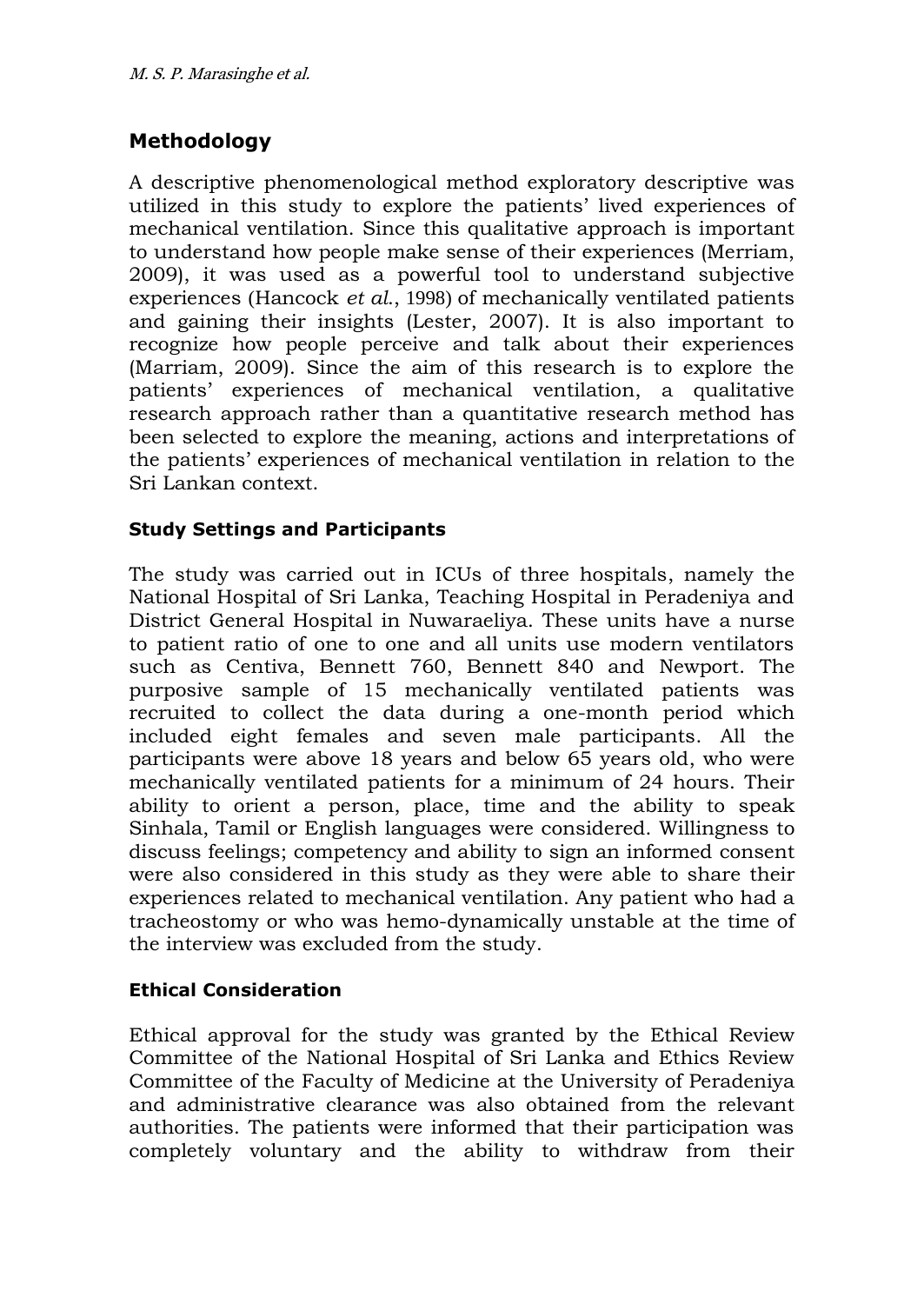## Methodology

A descriptive phenomenological method exploratory descriptive was utilized in this study to explore the patients' lived experiences of mechanical ventilation. Since this qualitative approach is important to understand how people make sense of their experiences (Merriam, 2009), it was used as a powerful tool to understand subjective experiences (Hancock *et al.*, 1998) of mechanically ventilated patients and gaining their insights (Lester, 2007). It is also important to recognize how people perceive and talk about their experiences (Marriam, 2009). Since the aim of this research is to explore the patients' experiences of mechanical ventilation, a qualitative research approach rather than a quantitative research method has been selected to explore the meaning, actions and interpretations of the patients' experiences of mechanical ventilation in relation to the Sri Lankan context.

### Study Settings and Participants

The study was carried out in ICUs of three hospitals, namely the National Hospital of Sri Lanka, Teaching Hospital in Peradeniya and District General Hospital in Nuwaraeliya. These units have a nurse to patient ratio of one to one and all units use modern ventilators such as Centiva, Bennett 760, Bennett 840 and Newport. The purposive sample of 15 mechanically ventilated patients was recruited to collect the data during a one-month period which included eight females and seven male participants. All the participants were above 18 years and below 65 years old, who were mechanically ventilated patients for a minimum of 24 hours. Their ability to orient a person, place, time and the ability to speak Sinhala, Tamil or English languages were considered. Willingness to discuss feelings; competency and ability to sign an informed consent were also considered in this study as they were able to share their experiences related to mechanical ventilation. Any patient who had a tracheostomy or who was hemo-dynamically unstable at the time of the interview was excluded from the study.

### Ethical Consideration

Ethical approval for the study was granted by the Ethical Review Committee of the National Hospital of Sri Lanka and Ethics Review Committee of the Faculty of Medicine at the University of Peradeniya and administrative clearance was also obtained from the relevant authorities. The patients were informed that their participation was completely voluntary and the ability to withdraw from their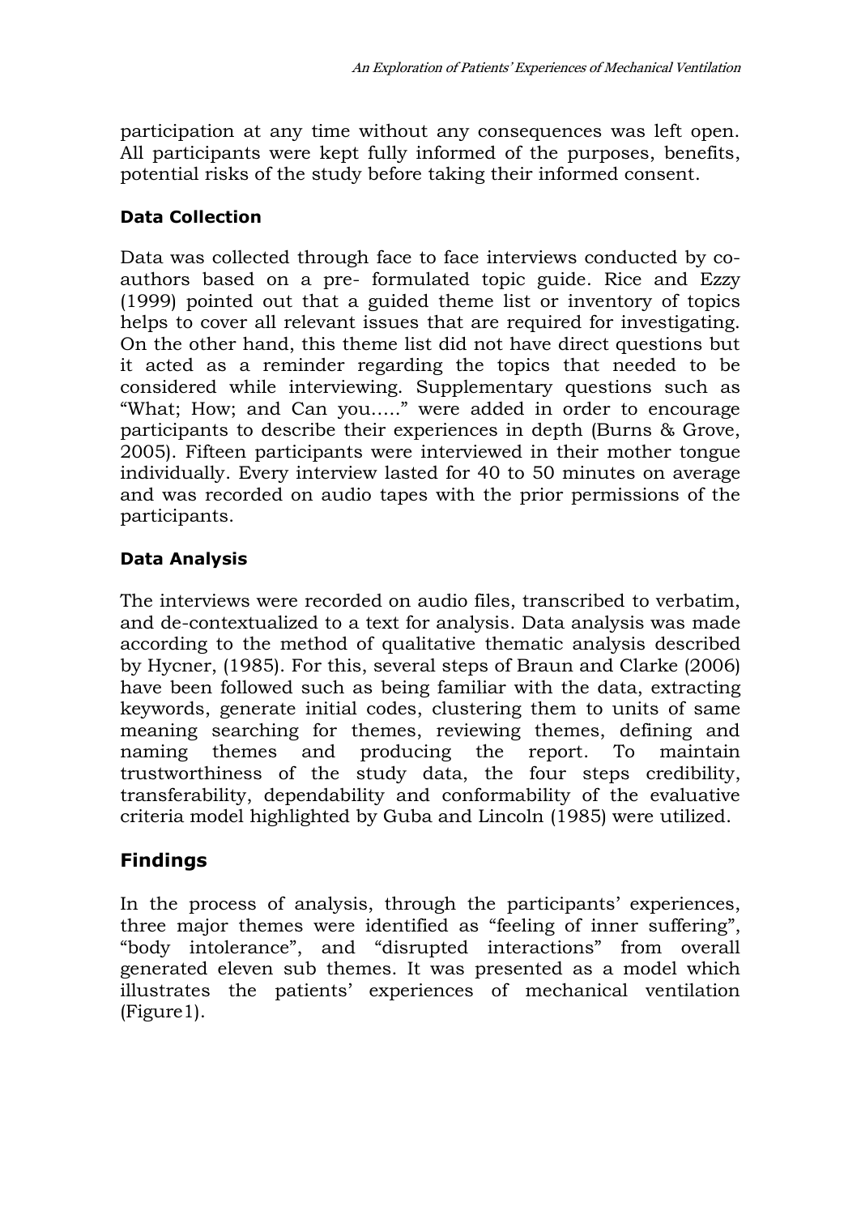participation at any time without any consequences was left open. All participants were kept fully informed of the purposes, benefits, potential risks of the study before taking their informed consent.

### Data Collection

Data was collected through face to face interviews conducted by co-authors based on a pre- formulated topic guide. Rice and Ezzy (1999) pointed out that a guided theme list or inventory of topics helps to cover all relevant issues that are required for investigating. On the other hand, this theme list did not have direct questions but it acted as a reminder regarding the topics that needed to be considered while interviewing. Supplementary questions such as "What; How; and Can you….." were added in order to encourage participants to describe their experiences in depth (Burns & Grove, 2005). Fifteen participants were interviewed in their mother tongue individually. Every interview lasted for 40 to 50 minutes on average and was recorded on audio tapes with the prior permissions of the participants.

### Data Analysis

The interviews were recorded on audio files, transcribed to verbatim, and de-contextualized to a text for analysis. Data analysis was made according to the method of qualitative thematic analysis described by Hycner, (1985). For this, several steps of Braun and Clarke (2006) have been followed such as being familiar with the data, extracting keywords, generate initial codes, clustering them to units of same meaning searching for themes, reviewing themes, defining and naming themes and producing the report. To maintain trustworthiness of the study data, the four steps credibility, transferability, dependability and conformability of the evaluative criteria model highlighted by Guba and Lincoln (1985) were utilized.

## Findings

In the process of analysis, through the participants' experiences, three major themes were identified as "feeling of inner suffering", "body intolerance", and "disrupted interactions" from overall generated eleven sub themes. It was presented as a model which illustrates the patients' experiences of mechanical ventilation (Figure1).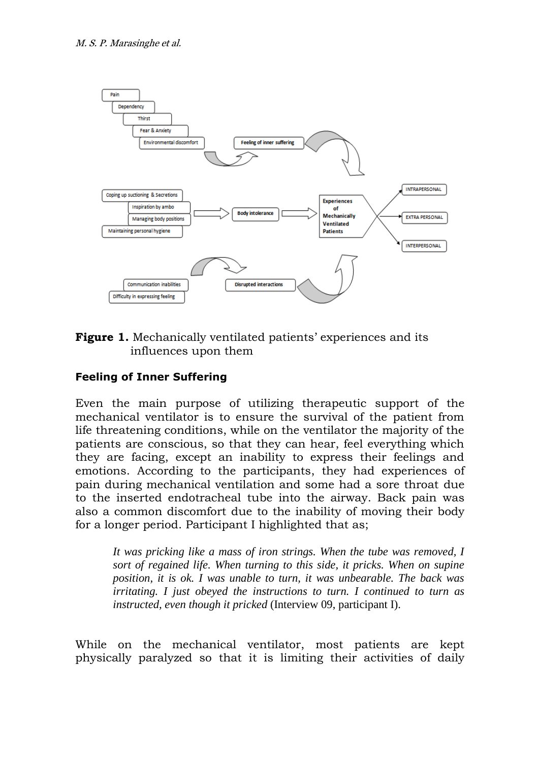**Figure 1.** Mechanically ventilated patients' experiences and its influences upon them

## Feeling of Inner Suffering

Even the main purpose of utilizing therapeutic support of the mechanical ventilator is to ensure the survival of the patient from life threatening conditions, while on the ventilator the majority of the patients are conscious, so that they can hear, feel everything which they are facing, except an inability to express their feelings and emotions. According to the participants, they had experiences of pain during mechanical ventilation and some had a sore throat due to the inserted endotracheal tube into the airway. Back pain was also a common discomfort due to the inability of moving their body for a longer period. Participant I highlighted that as;

> *It was pricking like a mass of iron strings. When the tube was removed, I sort of regained life. When turning to this side, it pricks. When on supine position, it is ok. I was unable to turn, it was unbearable. The back was irritating. I just obeyed the instructions to turn. I continued to turn as instructed, even though it pricked* (Interview 09, participant I).

While on the mechanical ventilator, most patients are kept physically paralyzed so that it is limiting their activities of daily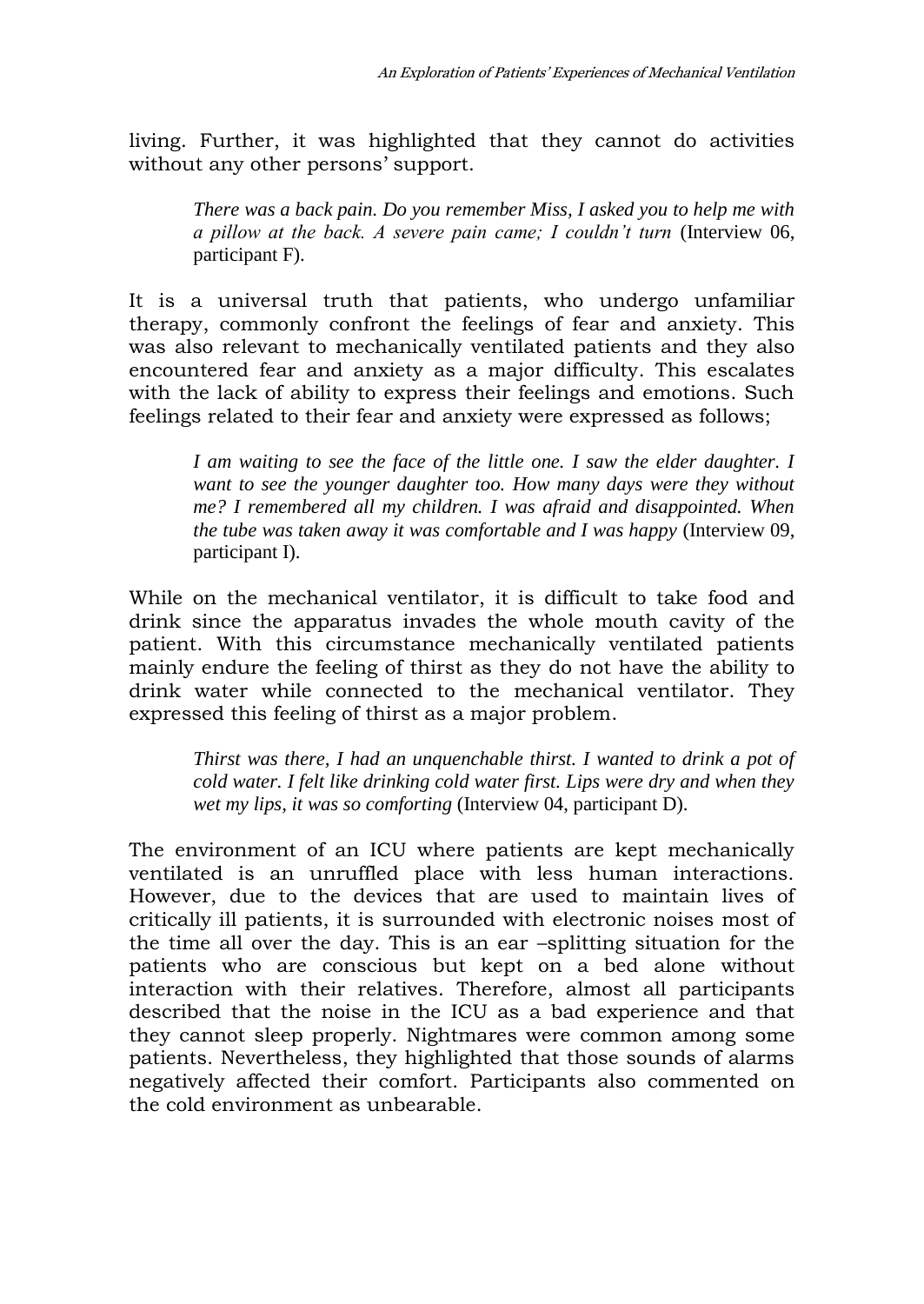living. Further, it was highlighted that they cannot do activities without any other persons' support.

> *There was a back pain. Do you remember Miss, I asked you to help me with a pillow at the back. A severe pain came; I couldn't turn* (Interview 06, participant F).

It is a universal truth that patients, who undergo unfamiliar therapy, commonly confront the feelings of fear and anxiety. This was also relevant to mechanically ventilated patients and they also encountered fear and anxiety as a major difficulty. This escalates with the lack of ability to express their feelings and emotions. Such feelings related to their fear and anxiety were expressed as follows;

> *I am waiting to see the face of the little one. I saw the elder daughter. I want to see the younger daughter too. How many days were they without me? I remembered all my children. I was afraid and disappointed. When the tube was taken away it was comfortable and I was happy* (Interview 09, participant I).

While on the mechanical ventilator, it is difficult to take food and drink since the apparatus invades the whole mouth cavity of the patient. With this circumstance mechanically ventilated patients mainly endure the feeling of thirst as they do not have the ability to drink water while connected to the mechanical ventilator. They expressed this feeling of thirst as a major problem.

> *Thirst was there, I had an unquenchable thirst. I wanted to drink a pot of cold water. I felt like drinking cold water first. Lips were dry and when they wet my lips, it was so comforting* (Interview 04, participant D).

The environment of an ICU where patients are kept mechanically ventilated is an unruffled place with less human interactions. However, due to the devices that are used to maintain lives of critically ill patients, it is surrounded with electronic noises most of the time all over the day. This is an ear –splitting situation for the patients who are conscious but kept on a bed alone without interaction with their relatives. Therefore, almost all participants described that the noise in the ICU as a bad experience and that they cannot sleep properly. Nightmares were common among some patients. Nevertheless, they highlighted that those sounds of alarms negatively affected their comfort. Participants also commented on the cold environment as unbearable.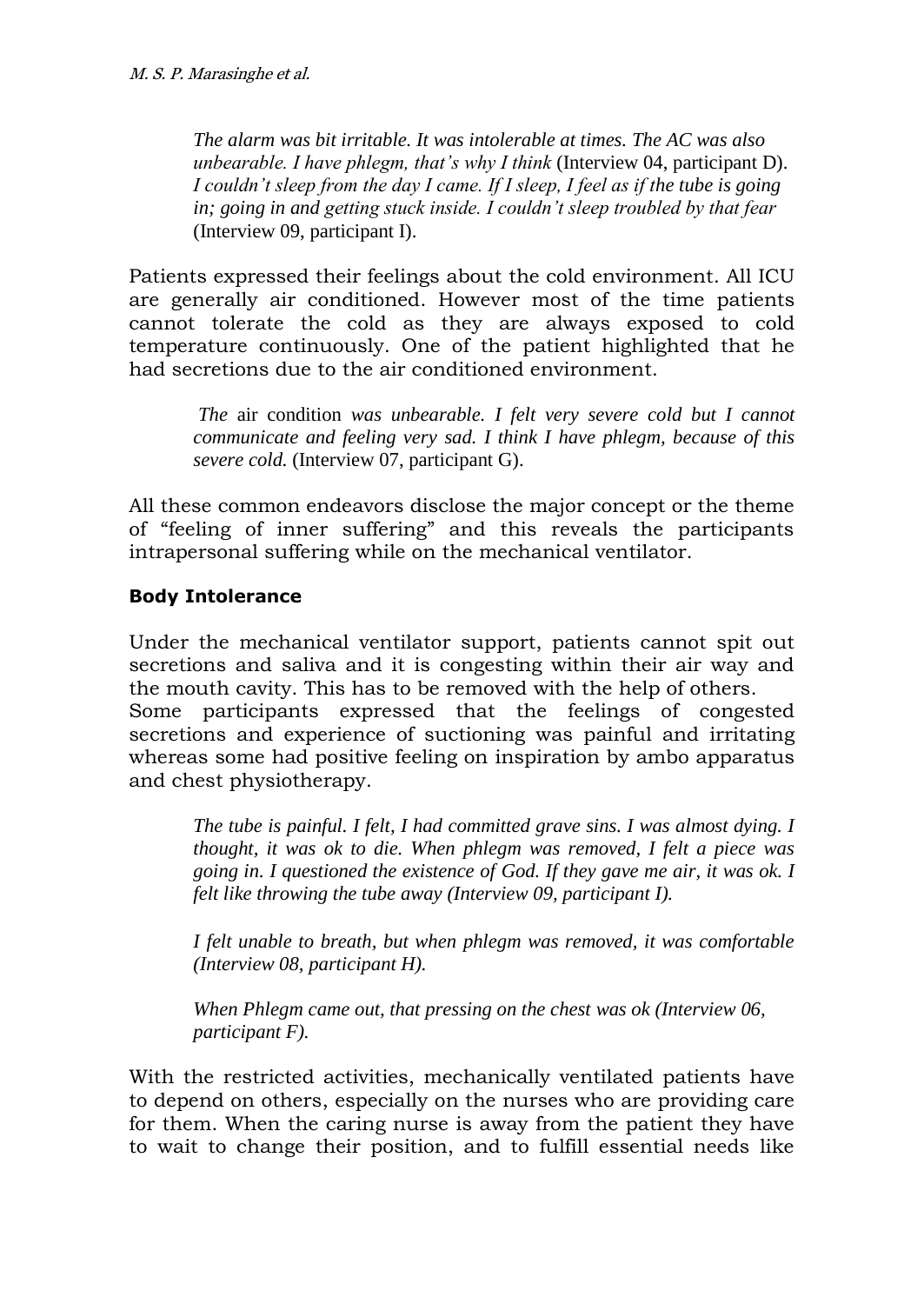*The alarm was bit irritable. It was intolerable at times. The AC was also unbearable. I have phlegm, that's why I think* (Interview 04, participant D). *I couldn't sleep from the day I came. If I sleep, I feel as if the tube is going in; going in and getting stuck inside. I couldn't sleep troubled by that fear* (Interview 09, participant I).

Patients expressed their feelings about the cold environment. All ICU are generally air conditioned. However most of the time patients cannot tolerate the cold as they are always exposed to cold temperature continuously. One of the patient highlighted that he had secretions due to the air conditioned environment.

> *The* air condition *was unbearable. I felt very severe cold but I cannot communicate and feeling very sad. I think I have phlegm, because of this severe cold.* (Interview 07, participant G).

All these common endeavors disclose the major concept or the theme of "feeling of inner suffering" and this reveals the participants intrapersonal suffering while on the mechanical ventilator.

## Body Intolerance

Under the mechanical ventilator support, patients cannot spit out secretions and saliva and it is congesting within their air way and the mouth cavity. This has to be removed with the help of others. Some participants expressed that the feelings of congested secretions and experience of suctioning was painful and irritating whereas some had positive feeling on inspiration by ambo apparatus and chest physiotherapy.

> *The tube is painful. I felt, I had committed grave sins. I was almost dying. I thought, it was ok to die. When phlegm was removed, I felt a piece was going in. I questioned the existence of God. If they gave me air, it was ok. I felt like throwing the tube away (Interview 09, participant I).*

> *I felt unable to breath, but when phlegm was removed, it was comfortable (Interview 08, participant H).*

> *When Phlegm came out, that pressing on the chest was ok (Interview 06, participant F).*

With the restricted activities, mechanically ventilated patients have to depend on others, especially on the nurses who are providing care for them. When the caring nurse is away from the patient they have to wait to change their position, and to fulfill essential needs like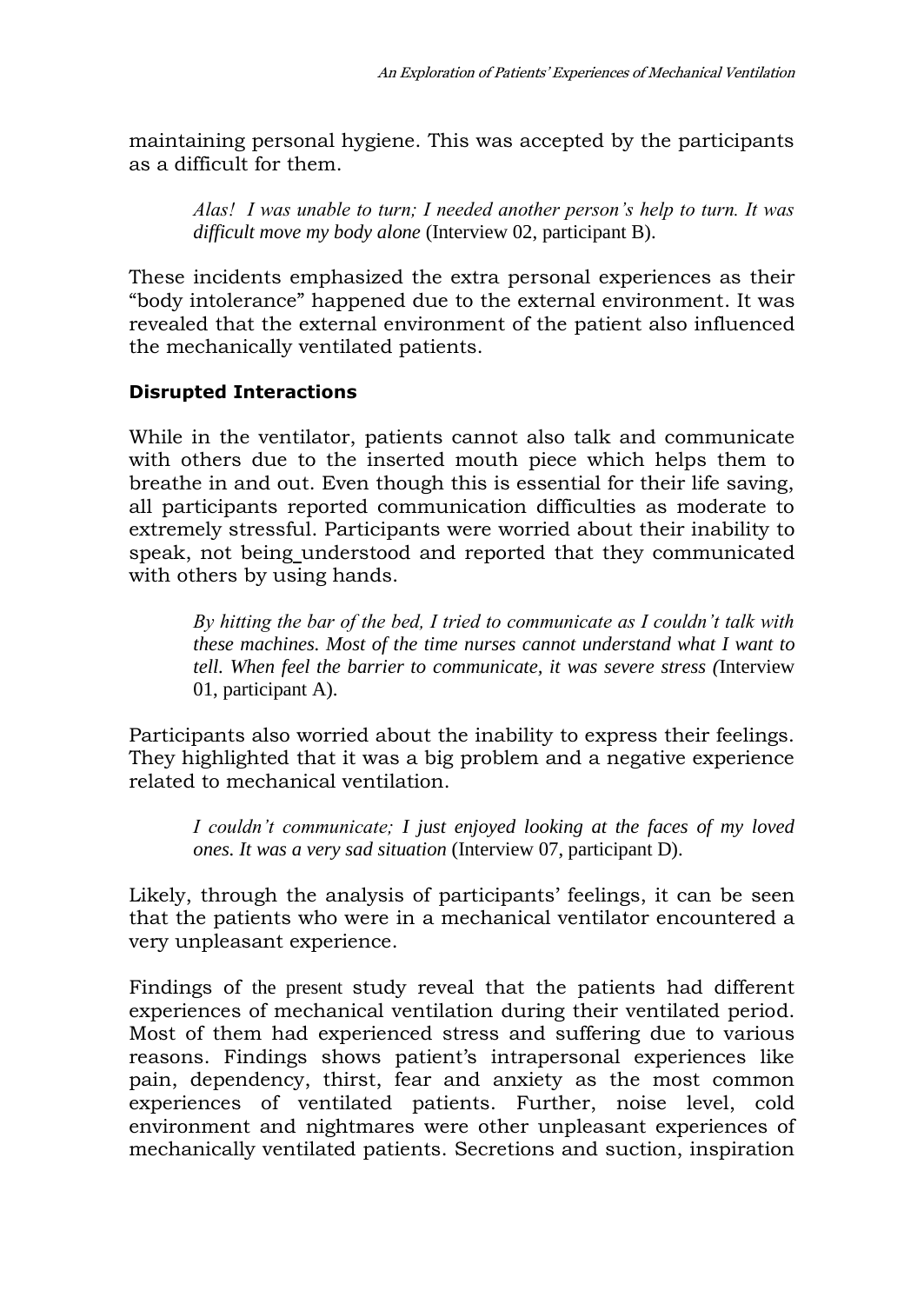maintaining personal hygiene. This was accepted by the participants as a difficult for them.

> *Alas! I was unable to turn; I needed another person's help to turn. It was difficult move my body alone* (Interview 02, participant B).

These incidents emphasized the extra personal experiences as their "body intolerance" happened due to the external environment. It was revealed that the external environment of the patient also influenced the mechanically ventilated patients.

### Disrupted Interactions

While in the ventilator, patients cannot also talk and communicate with others due to the inserted mouth piece which helps them to breathe in and out. Even though this is essential for their life saving, all participants reported communication difficulties as moderate to extremely stressful. Participants were worried about their inability to speak, not being understood and reported that they communicated with others by using hands.

> *By hitting the bar of the bed, I tried to communicate as I couldn't talk with these machines. Most of the time nurses cannot understand what I want to tell. When feel the barrier to communicate, it was severe stress (*Interview 01, participant A).

Participants also worried about the inability to express their feelings. They highlighted that it was a big problem and a negative experience related to mechanical ventilation.

> *I couldn't communicate; I just enjoyed looking at the faces of my loved ones. It was a very sad situation* (Interview 07, participant D).

Likely, through the analysis of participants' feelings, it can be seen that the patients who were in a mechanical ventilator encountered a very unpleasant experience.

Findings of the present study reveal that the patients had different experiences of mechanical ventilation during their ventilated period. Most of them had experienced stress and suffering due to various reasons. Findings shows patient's intrapersonal experiences like pain, dependency, thirst, fear and anxiety as the most common experiences of ventilated patients. Further, noise level, cold environment and nightmares were other unpleasant experiences of mechanically ventilated patients. Secretions and suction, inspiration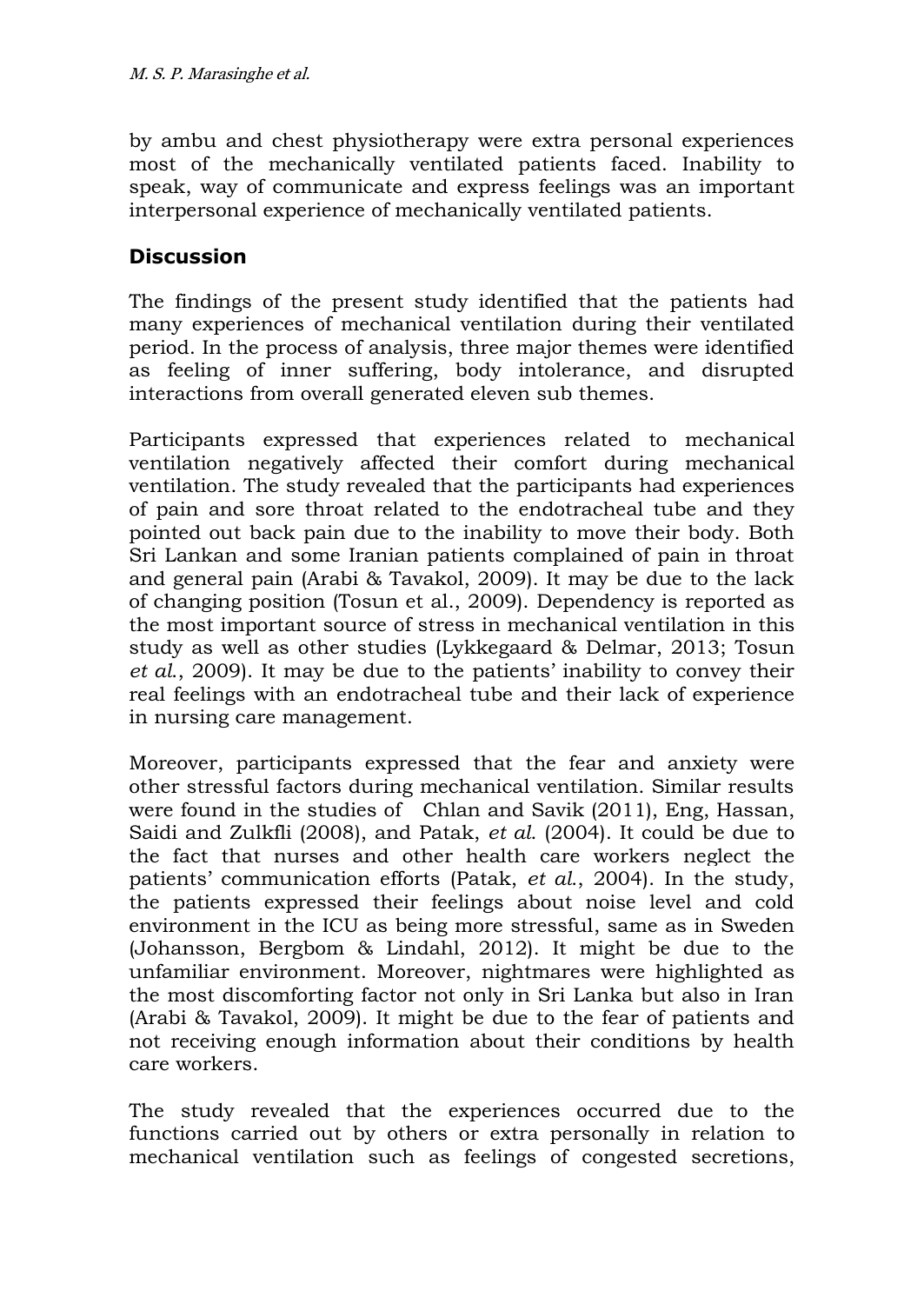by ambu and chest physiotherapy were extra personal experiences most of the mechanically ventilated patients faced. Inability to speak, way of communicate and express feelings was an important interpersonal experience of mechanically ventilated patients.

## Discussion

The findings of the present study identified that the patients had many experiences of mechanical ventilation during their ventilated period. In the process of analysis, three major themes were identified as feeling of inner suffering, body intolerance, and disrupted interactions from overall generated eleven sub themes.

Participants expressed that experiences related to mechanical ventilation negatively affected their comfort during mechanical ventilation. The study revealed that the participants had experiences of pain and sore throat related to the endotracheal tube and they pointed out back pain due to the inability to move their body. Both Sri Lankan and some Iranian patients complained of pain in throat and general pain (Arabi & Tavakol, 2009). It may be due to the lack of changing position (Tosun et al., 2009). Dependency is reported as the most important source of stress in mechanical ventilation in this study as well as other studies (Lykkegaard & Delmar, 2013; Tosun *et al.*, 2009). It may be due to the patients' inability to convey their real feelings with an endotracheal tube and their lack of experience in nursing care management.

Moreover, participants expressed that the fear and anxiety were other stressful factors during mechanical ventilation. Similar results were found in the studies of Chlan and Savik (2011), Eng, Hassan, Saidi and Zulkfli (2008), and Patak, *et al.* (2004). It could be due to the fact that nurses and other health care workers neglect the patients' communication efforts (Patak, *et al.*, 2004). In the study, the patients expressed their feelings about noise level and cold environment in the ICU as being more stressful, same as in Sweden (Johansson, Bergbom & Lindahl, 2012). It might be due to the unfamiliar environment. Moreover, nightmares were highlighted as the most discomforting factor not only in Sri Lanka but also in Iran (Arabi & Tavakol, 2009). It might be due to the fear of patients and not receiving enough information about their conditions by health care workers.

The study revealed that the experiences occurred due to the functions carried out by others or extra personally in relation to mechanical ventilation such as feelings of congested secretions,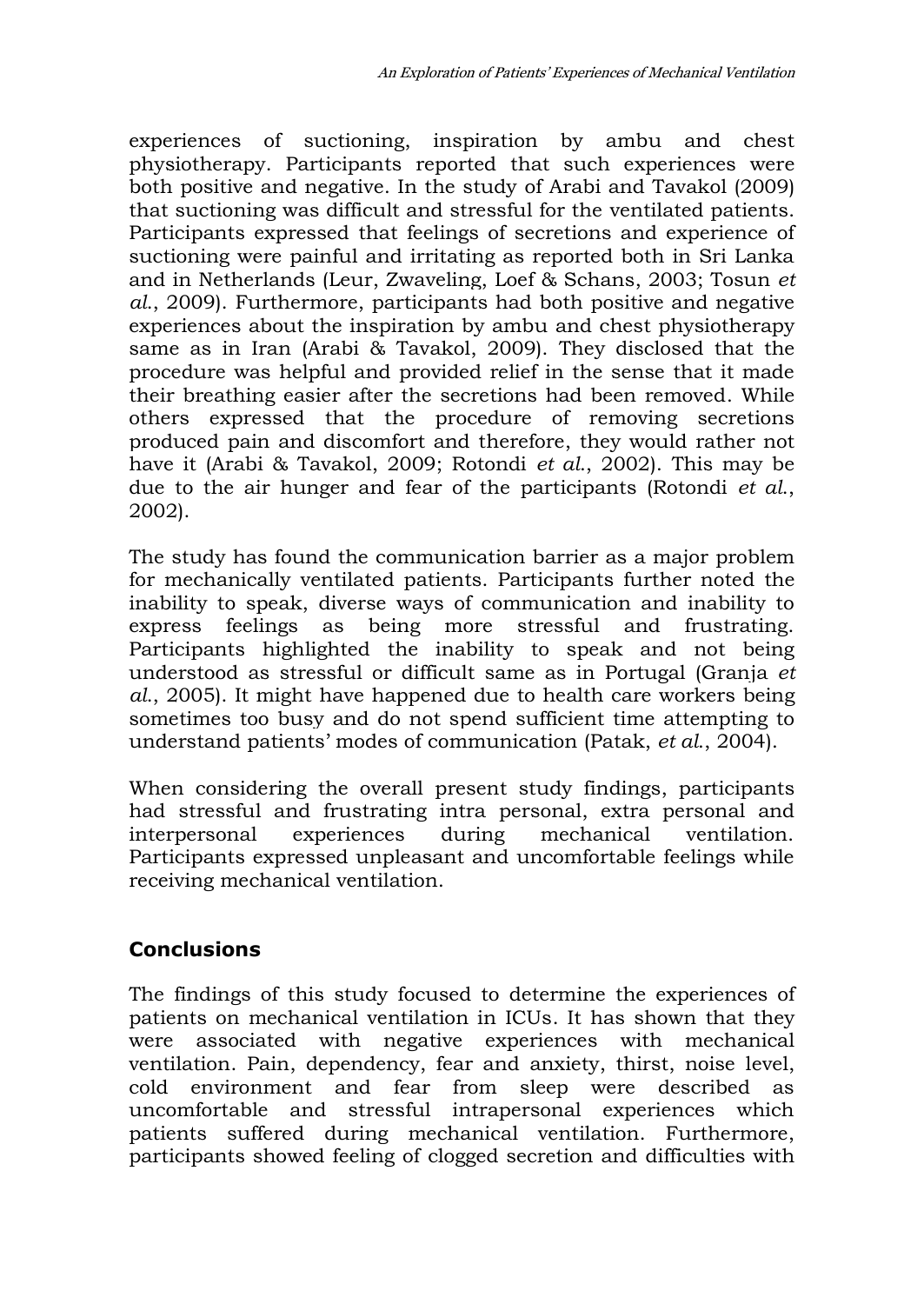experiences of suctioning, inspiration by ambu and chest physiotherapy. Participants reported that such experiences were both positive and negative. In the study of Arabi and Tavakol (2009) that suctioning was difficult and stressful for the ventilated patients. Participants expressed that feelings of secretions and experience of suctioning were painful and irritating as reported both in Sri Lanka and in Netherlands (Leur, Zwaveling, Loef & Schans, 2003; Tosun *et al.*, 2009). Furthermore, participants had both positive and negative experiences about the inspiration by ambu and chest physiotherapy same as in Iran (Arabi & Tavakol, 2009). They disclosed that the procedure was helpful and provided relief in the sense that it made their breathing easier after the secretions had been removed. While others expressed that the procedure of removing secretions produced pain and discomfort and therefore, they would rather not have it (Arabi & Tavakol, 2009; Rotondi *et al.*, 2002). This may be due to the air hunger and fear of the participants (Rotondi *et al.*, 2002).

The study has found the communication barrier as a major problem for mechanically ventilated patients. Participants further noted the inability to speak, diverse ways of communication and inability to express feelings as being more stressful and frustrating. Participants highlighted the inability to speak and not being understood as stressful or difficult same as in Portugal (Granja *et al.*, 2005). It might have happened due to health care workers being sometimes too busy and do not spend sufficient time attempting to understand patients' modes of communication (Patak, *et al.*, 2004).

When considering the overall present study findings, participants had stressful and frustrating intra personal, extra personal and interpersonal experiences during mechanical ventilation. Participants expressed unpleasant and uncomfortable feelings while receiving mechanical ventilation.

## Conclusions

The findings of this study focused to determine the experiences of patients on mechanical ventilation in ICUs. It has shown that they were associated with negative experiences with mechanical ventilation. Pain, dependency, fear and anxiety, thirst, noise level, cold environment and fear from sleep were described as uncomfortable and stressful intrapersonal experiences which patients suffered during mechanical ventilation. Furthermore, participants showed feeling of clogged secretion and difficulties with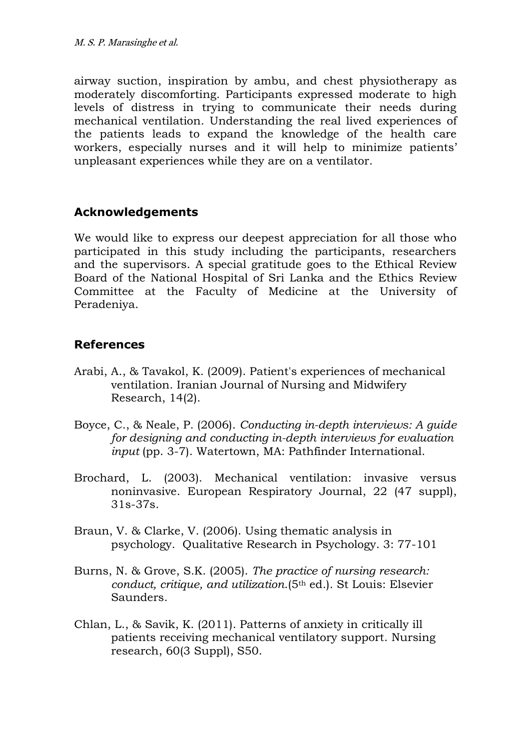airway suction, inspiration by ambu, and chest physiotherapy as moderately discomforting. Participants expressed moderate to high levels of distress in trying to communicate their needs during mechanical ventilation. Understanding the real lived experiences of the patients leads to expand the knowledge of the health care workers, especially nurses and it will help to minimize patients' unpleasant experiences while they are on a ventilator.

## Acknowledgements

We would like to express our deepest appreciation for all those who participated in this study including the participants, researchers and the supervisors. A special gratitude goes to the Ethical Review Board of the National Hospital of Sri Lanka and the Ethics Review Committee at the Faculty of Medicine at the University of Peradeniya.

## References

Arabi, A., & Tavakol, K. (2009). Patient's experiences of mechanical ventilation. Iranian Journal of Nursing and Midwifery Research, 14(2).

Boyce, C., & Neale, P. (2006). *Conducting in-depth interviews: A guide for designing and conducting in-depth interviews for evaluation input* (pp. 3-7). Watertown, MA: Pathfinder International.

Brochard, L. (2003). Mechanical ventilation: invasive versus noninvasive. European Respiratory Journal, 22 (47 suppl), 31s-37s.

Braun, V. & Clarke, V. (2006). Using thematic analysis in psychology. Qualitative Research in Psychology. 3: 77-101

Burns, N. & Grove, S.K. (2005). *The practice of nursing research: conduct, critique, and utilization.*(5th ed.). St Louis: Elsevier Saunders.

Chlan, L., & Savik, K. (2011). Patterns of anxiety in critically ill patients receiving mechanical ventilatory support. Nursing research, 60(3 Suppl), S50.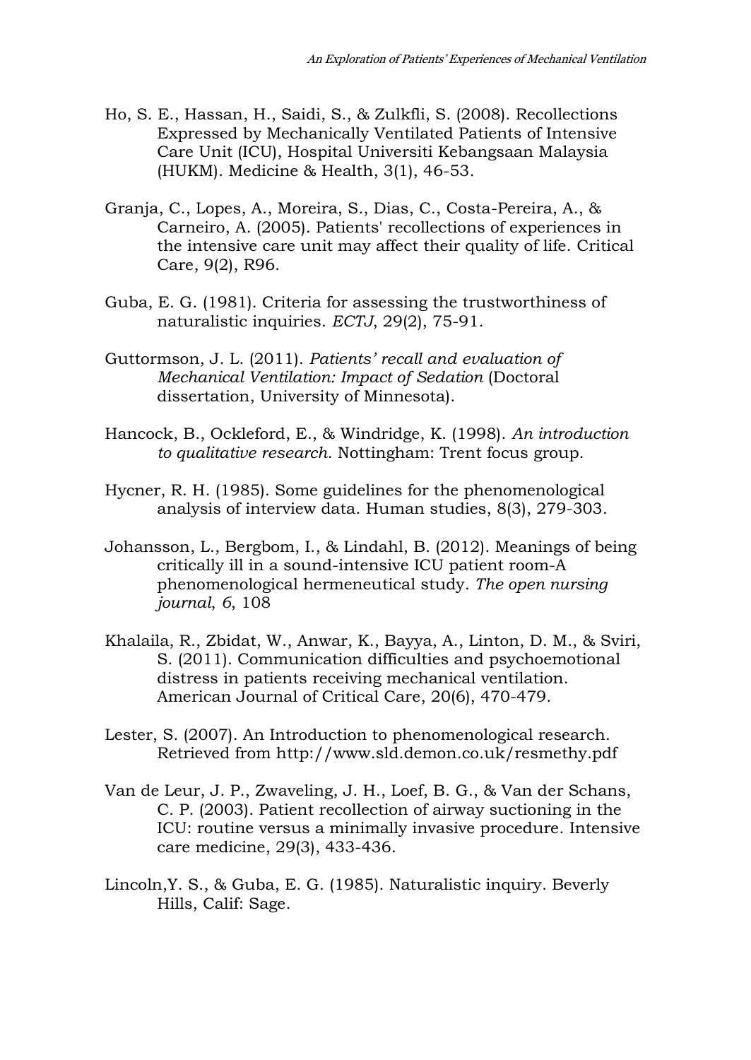Ho, S. E., Hassan, H., Saidi, S., & Zulkfli, S. (2008). Recollections Expressed by Mechanically Ventilated Patients of Intensive Care Unit (ICU), Hospital Universiti Kebangsaan Malaysia (HUKM). Medicine & Health, 3(1), 46-53.

Granja, C., Lopes, A., Moreira, S., Dias, C., Costa-Pereira, A., & Carneiro, A. (2005). Patients' recollections of experiences in the intensive care unit may affect their quality of life. Critical Care, 9(2), R96.

Guba, E. G. (1981). Criteria for assessing the trustworthiness of naturalistic inquiries. *ECTJ*, 29(2), 75-91.

Guttormson, J. L. (2011). *Patients' recall and evaluation of Mechanical Ventilation: Impact of Sedation* (Doctoral dissertation, University of Minnesota).

Hancock, B., Ockleford, E., & Windridge, K. (1998). *An introduction to qualitative research*. Nottingham: Trent focus group.

Hycner, R. H. (1985). Some guidelines for the phenomenological analysis of interview data. Human studies, 8(3), 279-303.

Johansson, L., Bergbom, I., & Lindahl, B. (2012). Meanings of being critically ill in a sound-intensive ICU patient room-A phenomenological hermeneutical study. *The open nursing journal*, *6*, 108

Khalaila, R., Zbidat, W., Anwar, K., Bayya, A., Linton, D. M., & Sviri, S. (2011). Communication difficulties and psychoemotional distress in patients receiving mechanical ventilation. American Journal of Critical Care, 20(6), 470-479.

Lester, S. (2007). An Introduction to phenomenological research. Retrieved from http://www.sld.demon.co.uk/resmethy.pdf

Van de Leur, J. P., Zwaveling, J. H., Loef, B. G., & Van der Schans, C. P. (2003). Patient recollection of airway suctioning in the ICU: routine versus a minimally invasive procedure. Intensive care medicine, 29(3), 433-436.

Lincoln,Y. S., & Guba, E. G. (1985). Naturalistic inquiry. Beverly Hills, Calif: Sage.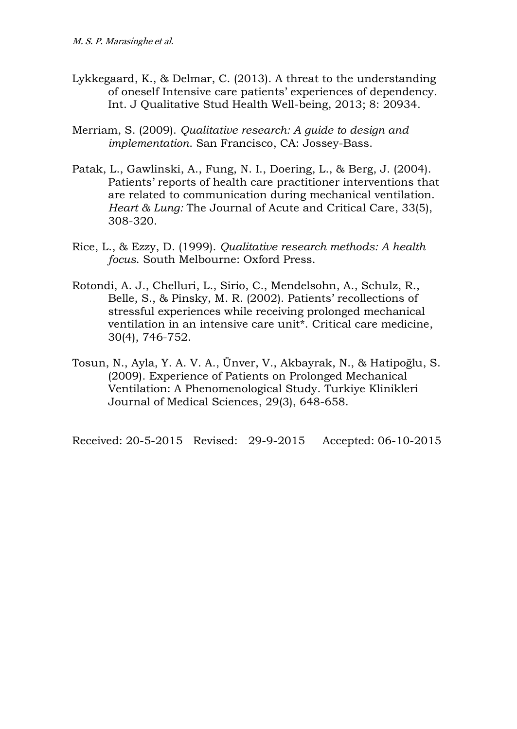Lykkegaard, K., & Delmar, C. (2013). A threat to the understanding of oneself Intensive care patients' experiences of dependency. Int. J Qualitative Stud Health Well-being, 2013; 8: 20934.

Merriam, S. (2009). *Qualitative research: A guide to design and implementation*. San Francisco, CA: Jossey-Bass.

Patak, L., Gawlinski, A., Fung, N. I., Doering, L., & Berg, J. (2004). Patients' reports of health care practitioner interventions that are related to communication during mechanical ventilation. *Heart & Lung:* The Journal of Acute and Critical Care, 33(5), 308-320.

Rice, L., & Ezzy, D. (1999). *Qualitative research methods: A health focus*. South Melbourne: Oxford Press.

Rotondi, A. J., Chelluri, L., Sirio, C., Mendelsohn, A., Schulz, R., Belle, S., & Pinsky, M. R. (2002). Patients' recollections of stressful experiences while receiving prolonged mechanical ventilation in an intensive care unit*. Critical care medicine, 30(4), 746-752.

Tosun, N., Ayla, Y. A. V. A., Ünver, V., Akbayrak, N., & Hatipoğlu, S. (2009). Experience of Patients on Prolonged Mechanical Ventilation: A Phenomenological Study. Turkiye Klinikleri Journal of Medical Sciences, 29(3), 648-658.

Received: 20-5-2015 Revised: 29-9-2015 Accepted: 06-10-2015